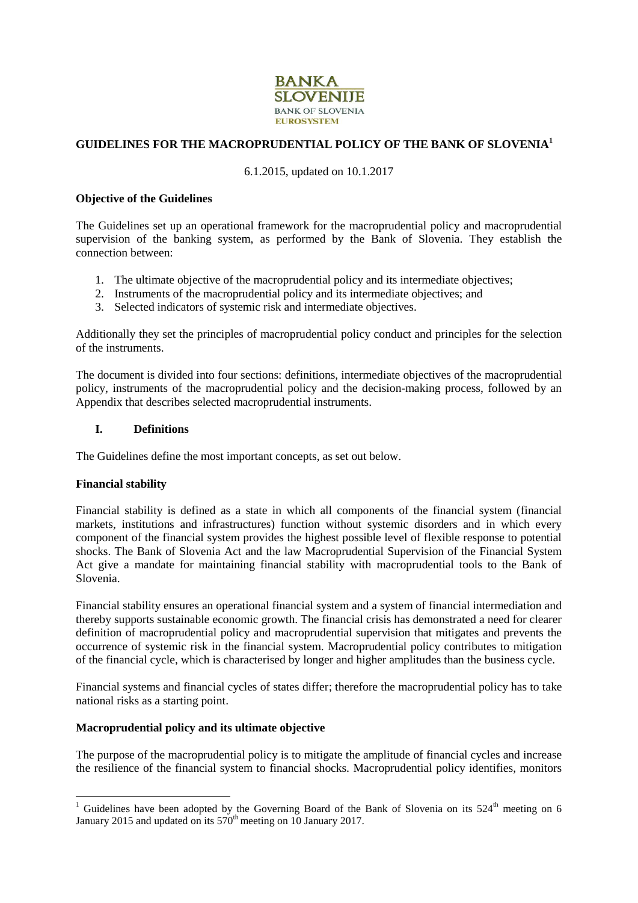BANKA SLOVENIJE
BANK OF SLOVENIA
EUROSYSTEM

# GUIDELINES FOR THE MACROPRUDENTIAL POLICY OF THE BANK OF SLOVENIA[1]

6.1.2015, updated on 10.1.2017

**Objective of the Guidelines**

The Guidelines set up an operational framework for the macroprudential policy and macroprudential supervision of the banking system, as performed by the Bank of Slovenia. They establish the connection between:

1. The ultimate objective of the macroprudential policy and its intermediate objectives;
2. Instruments of the macroprudential policy and its intermediate objectives; and
3. Selected indicators of systemic risk and intermediate objectives.

Additionally they set the principles of macroprudential policy conduct and principles for the selection of the instruments.

The document is divided into four sections: definitions, intermediate objectives of the macroprudential policy, instruments of the macroprudential policy and the decision-making process, followed by an Appendix that describes selected macroprudential instruments.

## I. Definitions

The Guidelines define the most important concepts, as set out below.

**Financial stability**

Financial stability is defined as a state in which all components of the financial system (financial markets, institutions and infrastructures) function without systemic disorders and in which every component of the financial system provides the highest possible level of flexible response to potential shocks. The Bank of Slovenia Act and the law Macroprudential Supervision of the Financial System Act give a mandate for maintaining financial stability with macroprudential tools to the Bank of Slovenia.

Financial stability ensures an operational financial system and a system of financial intermediation and thereby supports sustainable economic growth. The financial crisis has demonstrated a need for clearer definition of macroprudential policy and macroprudential supervision that mitigates and prevents the occurrence of systemic risk in the financial system. Macroprudential policy contributes to mitigation of the financial cycle, which is characterised by longer and higher amplitudes than the business cycle.

Financial systems and financial cycles of states differ; therefore the macroprudential policy has to take national risks as a starting point.

**Macroprudential policy and its ultimate objective**

The purpose of the macroprudential policy is to mitigate the amplitude of financial cycles and increase the resilience of the financial system to financial shocks. Macroprudential policy identifies, monitors

[1] Guidelines have been adopted by the Governing Board of the Bank of Slovenia on its 524th meeting on 6 January 2015 and updated on its 570th meeting on 10 January 2017.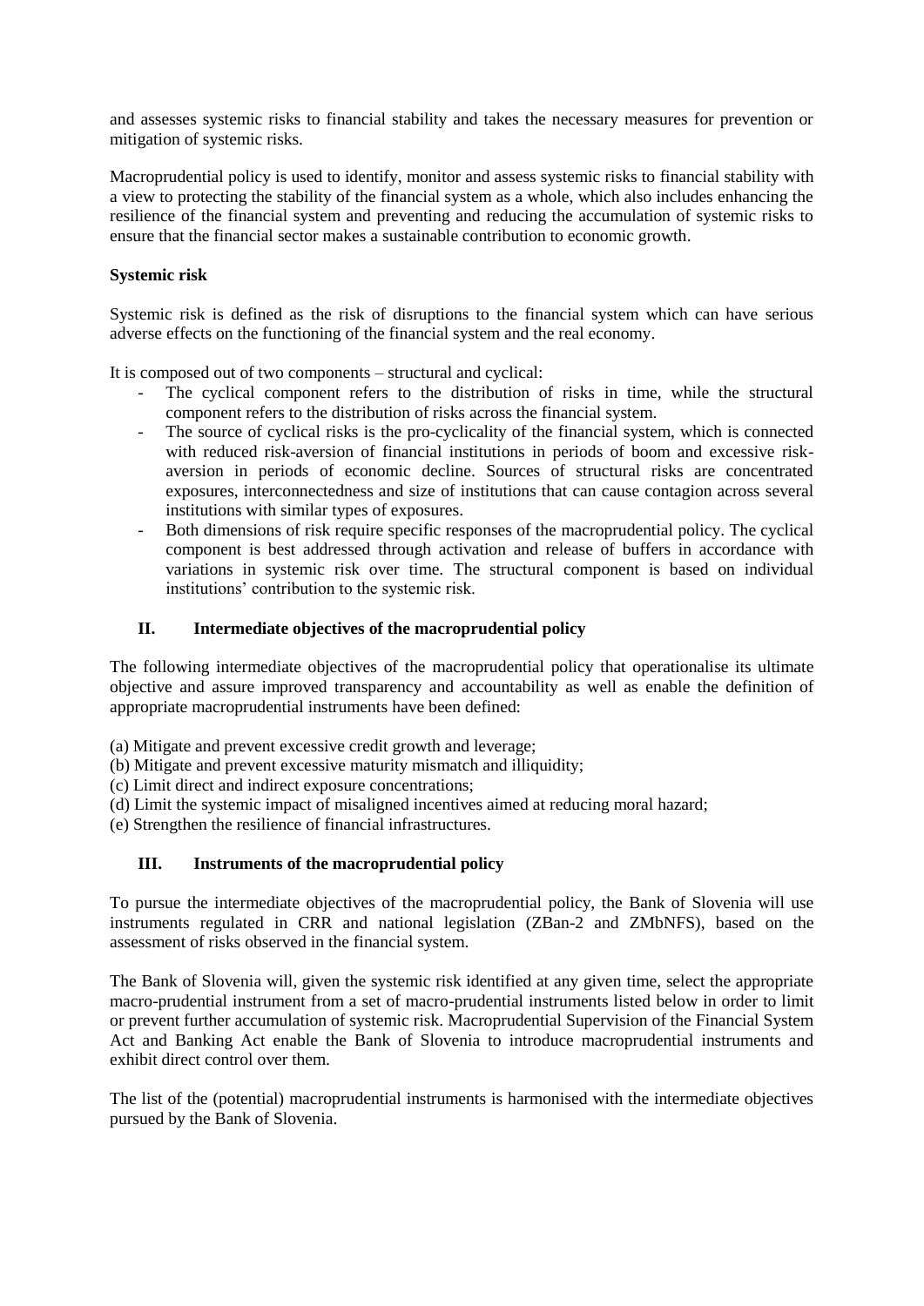and assesses systemic risks to financial stability and takes the necessary measures for prevention or mitigation of systemic risks.

Macroprudential policy is used to identify, monitor and assess systemic risks to financial stability with a view to protecting the stability of the financial system as a whole, which also includes enhancing the resilience of the financial system and preventing and reducing the accumulation of systemic risks to ensure that the financial sector makes a sustainable contribution to economic growth.

**Systemic risk**

Systemic risk is defined as the risk of disruptions to the financial system which can have serious adverse effects on the functioning of the financial system and the real economy.

It is composed out of two components – structural and cyclical:

- The cyclical component refers to the distribution of risks in time, while the structural component refers to the distribution of risks across the financial system.
- The source of cyclical risks is the pro-cyclicality of the financial system, which is connected with reduced risk-aversion of financial institutions in periods of boom and excessive risk-aversion in periods of economic decline. Sources of structural risks are concentrated exposures, interconnectedness and size of institutions that can cause contagion across several institutions with similar types of exposures.
- Both dimensions of risk require specific responses of the macroprudential policy. The cyclical component is best addressed through activation and release of buffers in accordance with variations in systemic risk over time. The structural component is based on individual institutions' contribution to the systemic risk.

## II. Intermediate objectives of the macroprudential policy

The following intermediate objectives of the macroprudential policy that operationalise its ultimate objective and assure improved transparency and accountability as well as enable the definition of appropriate macroprudential instruments have been defined:

(a) Mitigate and prevent excessive credit growth and leverage;
(b) Mitigate and prevent excessive maturity mismatch and illiquidity;
(c) Limit direct and indirect exposure concentrations;
(d) Limit the systemic impact of misaligned incentives aimed at reducing moral hazard;
(e) Strengthen the resilience of financial infrastructures.

## III. Instruments of the macroprudential policy

To pursue the intermediate objectives of the macroprudential policy, the Bank of Slovenia will use instruments regulated in CRR and national legislation (ZBan-2 and ZMbNFS), based on the assessment of risks observed in the financial system.

The Bank of Slovenia will, given the systemic risk identified at any given time, select the appropriate macro-prudential instrument from a set of macro-prudential instruments listed below in order to limit or prevent further accumulation of systemic risk. Macroprudential Supervision of the Financial System Act and Banking Act enable the Bank of Slovenia to introduce macroprudential instruments and exhibit direct control over them.

The list of the (potential) macroprudential instruments is harmonised with the intermediate objectives pursued by the Bank of Slovenia.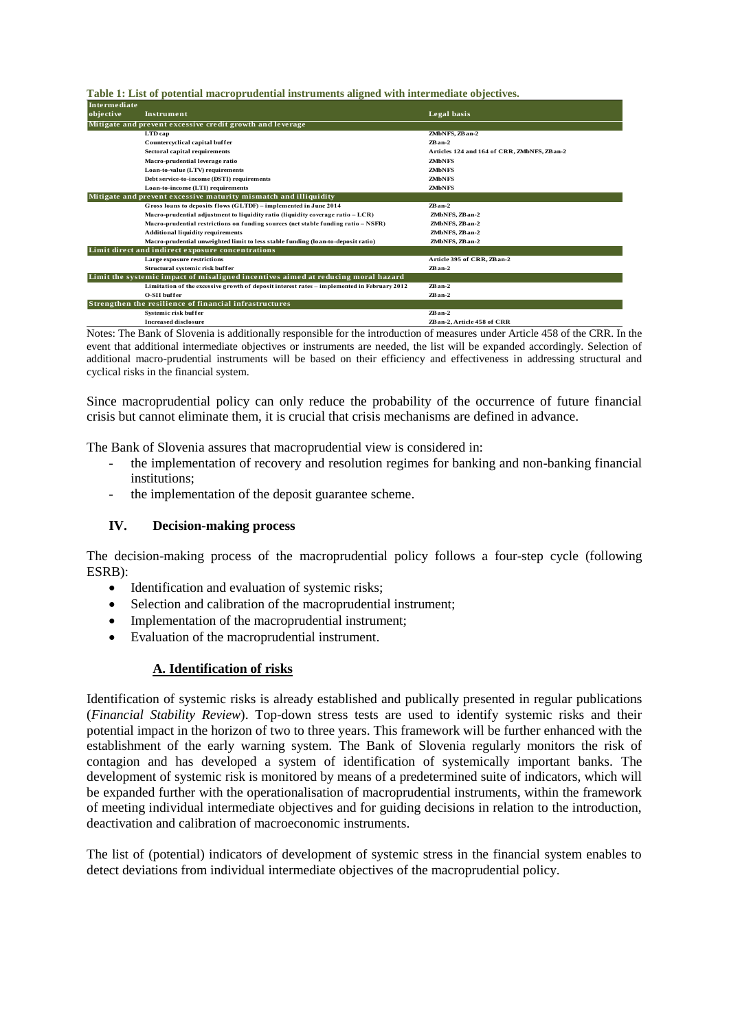**Table 1: List of potential macroprudential instruments aligned with intermediate objectives.**

| Intermediate objective | Instrument | Legal basis |
|---|---|---|
| **Mitigate and prevent excessive credit growth and leverage** | | |
| | LTD cap | ZMbNFS, ZBan-2 |
| | Countercyclical capital buffer | ZBan-2 |
| | Sectoral capital requirements | Articles 124 and 164 of CRR, ZMbNFS, ZBan-2 |
| | Macro-prudential leverage ratio | ZMbNFS |
| | Loan-to-value (LTV) requirements | ZMbNFS |
| | Debt service-to-income (DSTI) requirements | ZMbNFS |
| | Loan-to-income (LTI) requirements | ZMbNFS |
| **Mitigate and prevent excessive maturity mismatch and illiquidity** | | |
| | Gross loans to deposits flows (GLTDF) – implemented in June 2014 | ZBan-2 |
| | Macro-prudential adjustment to liquidity ratio (liquidity coverage ratio – LCR) | ZMbNFS, ZBan-2 |
| | Macro-prudential restrictions on funding sources (net stable funding ratio – NSFR) | ZMbNFS, ZBan-2 |
| | Additional liquidity requirements | ZMbNFS, ZBan-2 |
| | Macro-prudential unweighted limit to less stable funding (loan-to-deposit ratio) | ZMbNFS, ZBan-2 |
| **Limit direct and indirect exposure concentrations** | | |
| | Large exposure restrictions | Article 395 of CRR, ZBan-2 |
| | Structural systemic risk buffer | ZBan-2 |
| **Limit the systemic impact of misaligned incentives aimed at reducing moral hazard** | | |
| | Limitation of the excessive growth of deposit interest rates – implemented in February 2012 | ZBan-2 |
| | O-SII buffer | ZBan-2 |
| **Strengthen the resilience of financial infrastructures** | | |
| | Systemic risk buffer | ZBan-2 |
| | Increased disclosure | ZBan-2, Article 458 of CRR |

Notes: The Bank of Slovenia is additionally responsible for the introduction of measures under Article 458 of the CRR. In the event that additional intermediate objectives or instruments are needed, the list will be expanded accordingly. Selection of additional macro-prudential instruments will be based on their efficiency and effectiveness in addressing structural and cyclical risks in the financial system.

Since macroprudential policy can only reduce the probability of the occurrence of future financial crisis but cannot eliminate them, it is crucial that crisis mechanisms are defined in advance.

The Bank of Slovenia assures that macroprudential view is considered in:

- the implementation of recovery and resolution regimes for banking and non-banking financial institutions;
- the implementation of the deposit guarantee scheme.

## IV. Decision-making process

The decision-making process of the macroprudential policy follows a four-step cycle (following ESRB):

- Identification and evaluation of systemic risks;
- Selection and calibration of the macroprudential instrument;
- Implementation of the macroprudential instrument;
- Evaluation of the macroprudential instrument.

### A. Identification of risks

Identification of systemic risks is already established and publically presented in regular publications (*Financial Stability Review*). Top-down stress tests are used to identify systemic risks and their potential impact in the horizon of two to three years. This framework will be further enhanced with the establishment of the early warning system. The Bank of Slovenia regularly monitors the risk of contagion and has developed a system of identification of systemically important banks. The development of systemic risk is monitored by means of a predetermined suite of indicators, which will be expanded further with the operationalisation of macroprudential instruments, within the framework of meeting individual intermediate objectives and for guiding decisions in relation to the introduction, deactivation and calibration of macroeconomic instruments.

The list of (potential) indicators of development of systemic stress in the financial system enables to detect deviations from individual intermediate objectives of the macroprudential policy.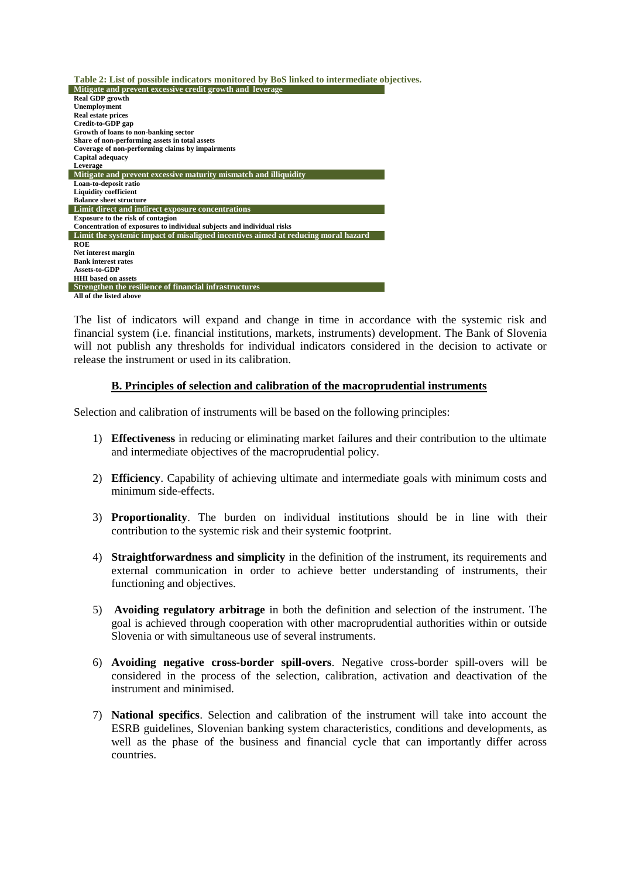**Table 2: List of possible indicators monitored by BoS linked to intermediate objectives.**

| Mitigate and prevent excessive credit growth and leverage |
|---|
| Real GDP growth |
| Unemployment |
| Real estate prices |
| Credit-to-GDP gap |
| Growth of loans to non-banking sector |
| Share of non-performing assets in total assets |
| Coverage of non-performing claims by impairments |
| Capital adequacy |
| Leverage |
| **Mitigate and prevent excessive maturity mismatch and illiquidity** |
| Loan-to-deposit ratio |
| Liquidity coefficient |
| Balance sheet structure |
| **Limit direct and indirect exposure concentrations** |
| Exposure to the risk of contagion |
| Concentration of exposures to individual subjects and individual risks |
| **Limit the systemic impact of misaligned incentives aimed at reducing moral hazard** |
| ROE |
| Net interest margin |
| Bank interest rates |
| Assets-to-GDP |
| HHI based on assets |
| **Strengthen the resilience of financial infrastructures** |
| All of the listed above |

The list of indicators will expand and change in time in accordance with the systemic risk and financial system (i.e. financial institutions, markets, instruments) development. The Bank of Slovenia will not publish any thresholds for individual indicators considered in the decision to activate or release the instrument or used in its calibration.

## B. Principles of selection and calibration of the macroprudential instruments

Selection and calibration of instruments will be based on the following principles:

1) **Effectiveness** in reducing or eliminating market failures and their contribution to the ultimate and intermediate objectives of the macroprudential policy.

2) **Efficiency**. Capability of achieving ultimate and intermediate goals with minimum costs and minimum side-effects.

3) **Proportionality**. The burden on individual institutions should be in line with their contribution to the systemic risk and their systemic footprint.

4) **Straightforwardness and simplicity** in the definition of the instrument, its requirements and external communication in order to achieve better understanding of instruments, their functioning and objectives.

5) **Avoiding regulatory arbitrage** in both the definition and selection of the instrument. The goal is achieved through cooperation with other macroprudential authorities within or outside Slovenia or with simultaneous use of several instruments.

6) **Avoiding negative cross-border spill-overs**. Negative cross-border spill-overs will be considered in the process of the selection, calibration, activation and deactivation of the instrument and minimised.

7) **National specifics**. Selection and calibration of the instrument will take into account the ESRB guidelines, Slovenian banking system characteristics, conditions and developments, as well as the phase of the business and financial cycle that can importantly differ across countries.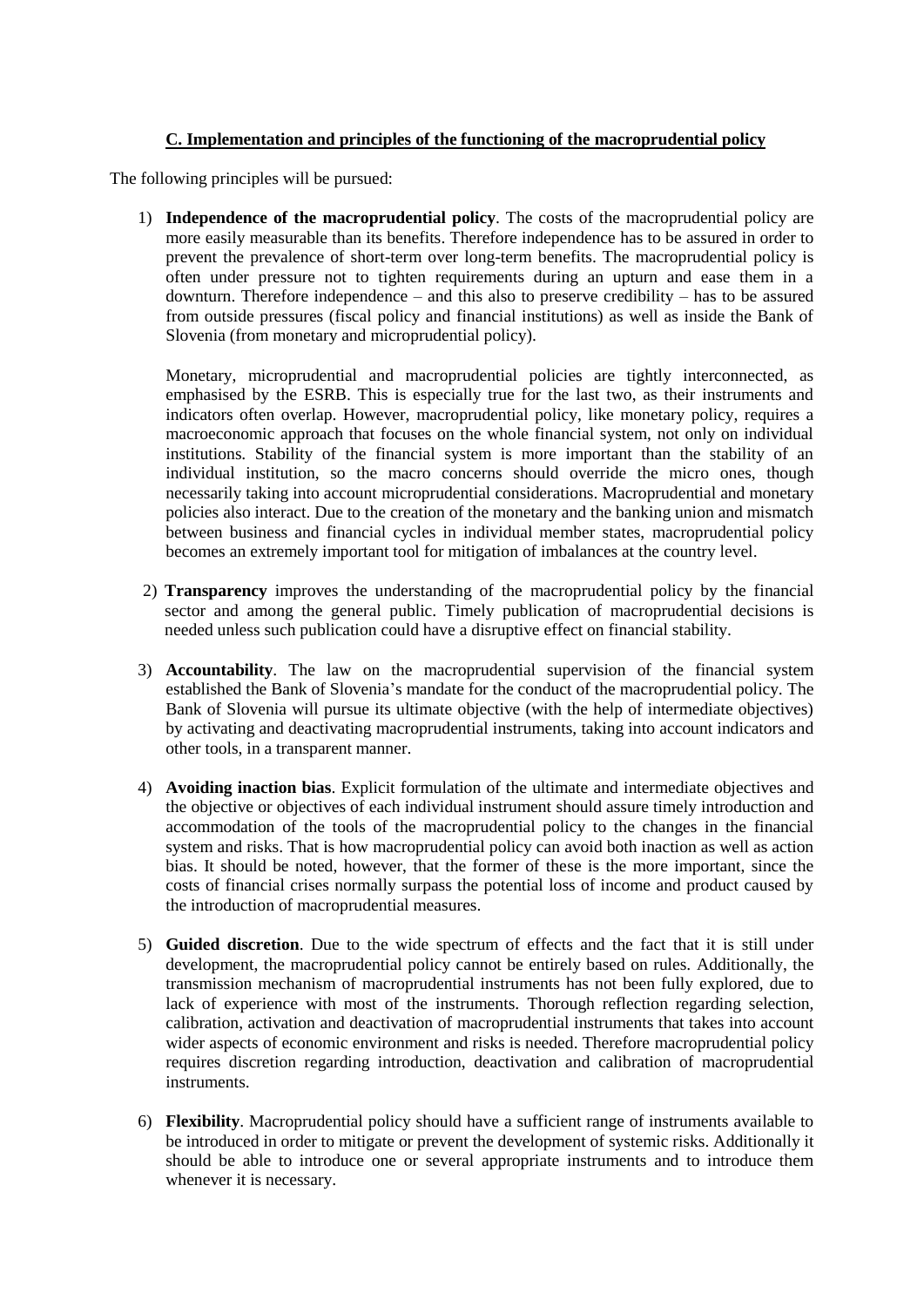## C. Implementation and principles of the functioning of the macroprudential policy

The following principles will be pursued:

1) **Independence of the macroprudential policy**. The costs of the macroprudential policy are more easily measurable than its benefits. Therefore independence has to be assured in order to prevent the prevalence of short-term over long-term benefits. The macroprudential policy is often under pressure not to tighten requirements during an upturn and ease them in a downturn. Therefore independence – and this also to preserve credibility – has to be assured from outside pressures (fiscal policy and financial institutions) as well as inside the Bank of Slovenia (from monetary and microprudential policy).

   Monetary, microprudential and macroprudential policies are tightly interconnected, as emphasised by the ESRB. This is especially true for the last two, as their instruments and indicators often overlap. However, macroprudential policy, like monetary policy, requires a macroeconomic approach that focuses on the whole financial system, not only on individual institutions. Stability of the financial system is more important than the stability of an individual institution, so the macro concerns should override the micro ones, though necessarily taking into account microprudential considerations. Macroprudential and monetary policies also interact. Due to the creation of the monetary and the banking union and mismatch between business and financial cycles in individual member states, macroprudential policy becomes an extremely important tool for mitigation of imbalances at the country level.

2) **Transparency** improves the understanding of the macroprudential policy by the financial sector and among the general public. Timely publication of macroprudential decisions is needed unless such publication could have a disruptive effect on financial stability.

3) **Accountability**. The law on the macroprudential supervision of the financial system established the Bank of Slovenia's mandate for the conduct of the macroprudential policy. The Bank of Slovenia will pursue its ultimate objective (with the help of intermediate objectives) by activating and deactivating macroprudential instruments, taking into account indicators and other tools, in a transparent manner.

4) **Avoiding inaction bias**. Explicit formulation of the ultimate and intermediate objectives and the objective or objectives of each individual instrument should assure timely introduction and accommodation of the tools of the macroprudential policy to the changes in the financial system and risks. That is how macroprudential policy can avoid both inaction as well as action bias. It should be noted, however, that the former of these is the more important, since the costs of financial crises normally surpass the potential loss of income and product caused by the introduction of macroprudential measures.

5) **Guided discretion**. Due to the wide spectrum of effects and the fact that it is still under development, the macroprudential policy cannot be entirely based on rules. Additionally, the transmission mechanism of macroprudential instruments has not been fully explored, due to lack of experience with most of the instruments. Thorough reflection regarding selection, calibration, activation and deactivation of macroprudential instruments that takes into account wider aspects of economic environment and risks is needed. Therefore macroprudential policy requires discretion regarding introduction, deactivation and calibration of macroprudential instruments.

6) **Flexibility**. Macroprudential policy should have a sufficient range of instruments available to be introduced in order to mitigate or prevent the development of systemic risks. Additionally it should be able to introduce one or several appropriate instruments and to introduce them whenever it is necessary.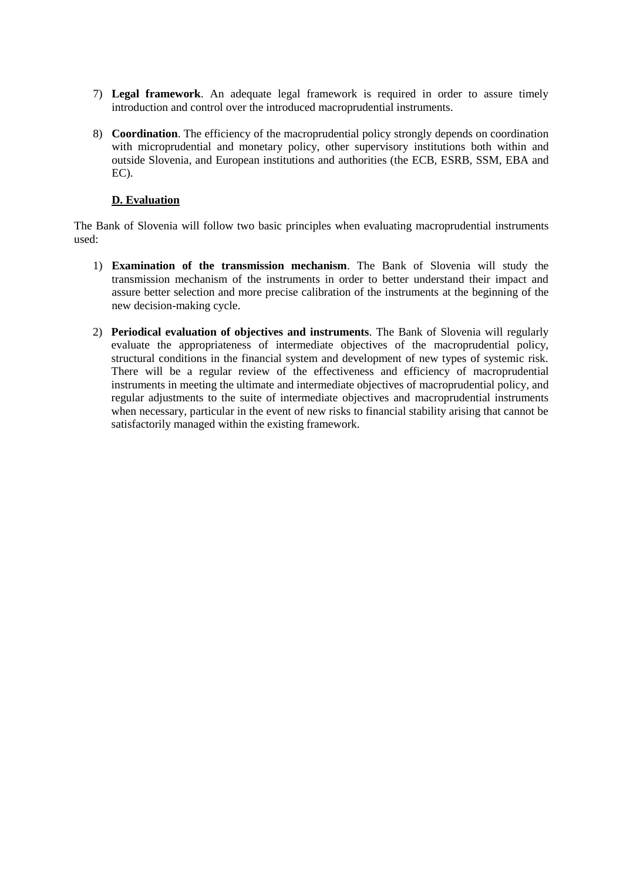7) **Legal framework**. An adequate legal framework is required in order to assure timely introduction and control over the introduced macroprudential instruments.

8) **Coordination**. The efficiency of the macroprudential policy strongly depends on coordination with microprudential and monetary policy, other supervisory institutions both within and outside Slovenia, and European institutions and authorities (the ECB, ESRB, SSM, EBA and EC).

### D. Evaluation

The Bank of Slovenia will follow two basic principles when evaluating macroprudential instruments used:

1) **Examination of the transmission mechanism**. The Bank of Slovenia will study the transmission mechanism of the instruments in order to better understand their impact and assure better selection and more precise calibration of the instruments at the beginning of the new decision-making cycle.

2) **Periodical evaluation of objectives and instruments**. The Bank of Slovenia will regularly evaluate the appropriateness of intermediate objectives of the macroprudential policy, structural conditions in the financial system and development of new types of systemic risk. There will be a regular review of the effectiveness and efficiency of macroprudential instruments in meeting the ultimate and intermediate objectives of macroprudential policy, and regular adjustments to the suite of intermediate objectives and macroprudential instruments when necessary, particular in the event of new risks to financial stability arising that cannot be satisfactorily managed within the existing framework.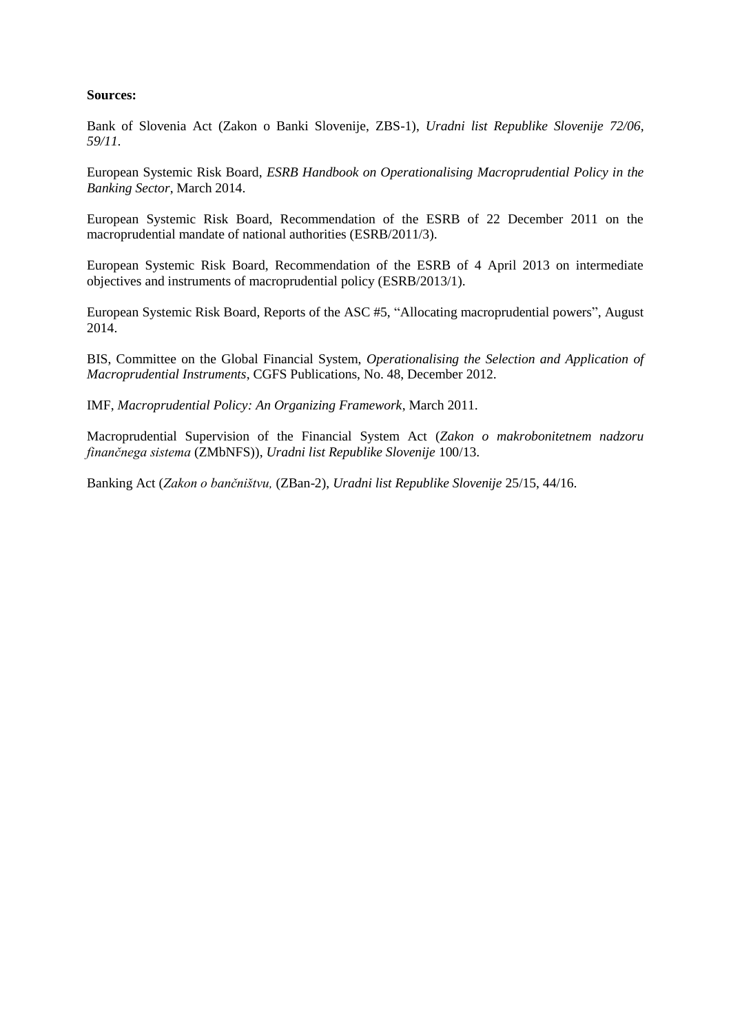**Sources:**

Bank of Slovenia Act (Zakon o Banki Slovenije, ZBS-1), *Uradni list Republike Slovenije 72/06, 59/11*.

European Systemic Risk Board, *ESRB Handbook on Operationalising Macroprudential Policy in the Banking Sector*, March 2014.

European Systemic Risk Board, Recommendation of the ESRB of 22 December 2011 on the macroprudential mandate of national authorities (ESRB/2011/3).

European Systemic Risk Board, Recommendation of the ESRB of 4 April 2013 on intermediate objectives and instruments of macroprudential policy (ESRB/2013/1).

European Systemic Risk Board, Reports of the ASC #5, "Allocating macroprudential powers", August 2014.

BIS, Committee on the Global Financial System, *Operationalising the Selection and Application of Macroprudential Instruments*, CGFS Publications, No. 48, December 2012.

IMF, *Macroprudential Policy: An Organizing Framework*, March 2011.

Macroprudential Supervision of the Financial System Act (*Zakon o makrobonitetnem nadzoru finančnega sistema* (ZMbNFS)), *Uradni list Republike Slovenije* 100/13.

Banking Act (*Zakon o bančništvu,* (ZBan-2), *Uradni list Republike Slovenije* 25/15, 44/16.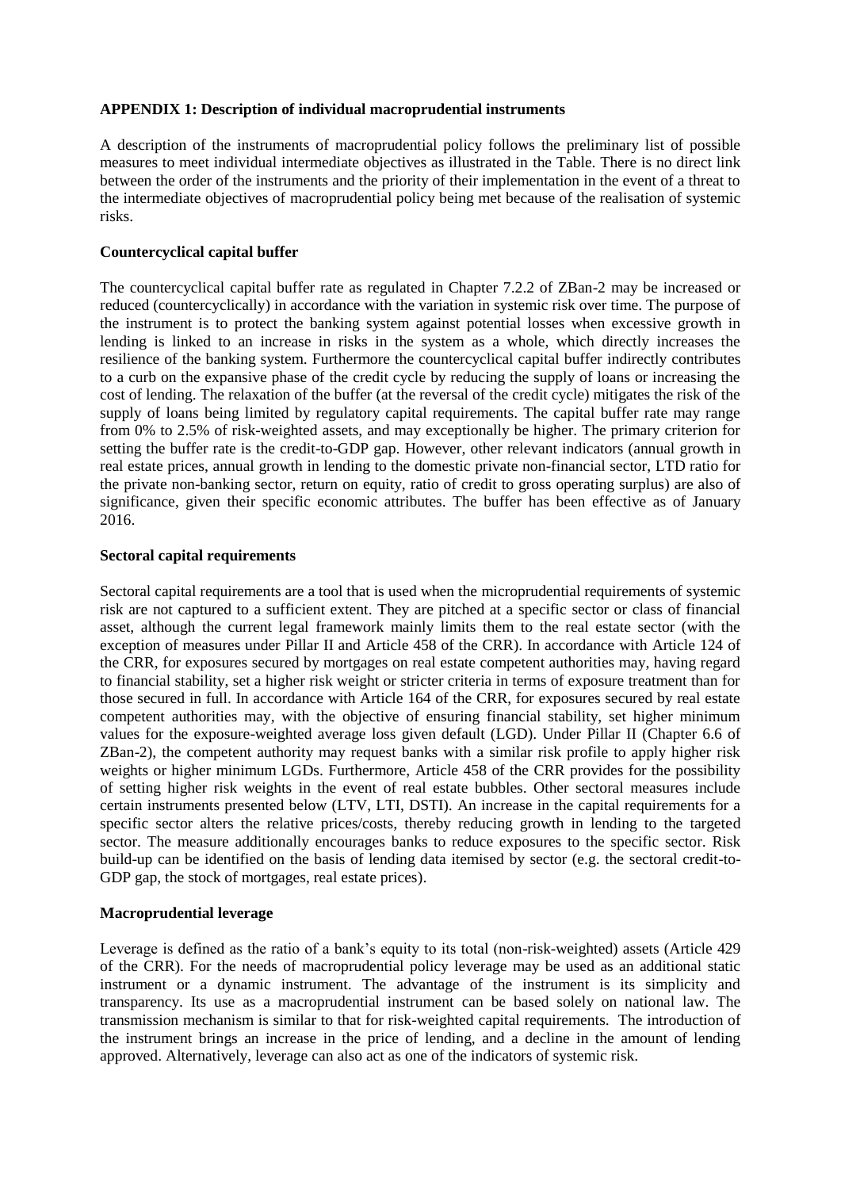## APPENDIX 1: Description of individual macroprudential instruments

A description of the instruments of macroprudential policy follows the preliminary list of possible measures to meet individual intermediate objectives as illustrated in the Table. There is no direct link between the order of the instruments and the priority of their implementation in the event of a threat to the intermediate objectives of macroprudential policy being met because of the realisation of systemic risks.

### Countercyclical capital buffer

The countercyclical capital buffer rate as regulated in Chapter 7.2.2 of ZBan-2 may be increased or reduced (countercyclically) in accordance with the variation in systemic risk over time. The purpose of the instrument is to protect the banking system against potential losses when excessive growth in lending is linked to an increase in risks in the system as a whole, which directly increases the resilience of the banking system. Furthermore the countercyclical capital buffer indirectly contributes to a curb on the expansive phase of the credit cycle by reducing the supply of loans or increasing the cost of lending. The relaxation of the buffer (at the reversal of the credit cycle) mitigates the risk of the supply of loans being limited by regulatory capital requirements. The capital buffer rate may range from 0% to 2.5% of risk-weighted assets, and may exceptionally be higher. The primary criterion for setting the buffer rate is the credit-to-GDP gap. However, other relevant indicators (annual growth in real estate prices, annual growth in lending to the domestic private non-financial sector, LTD ratio for the private non-banking sector, return on equity, ratio of credit to gross operating surplus) are also of significance, given their specific economic attributes. The buffer has been effective as of January 2016.

### Sectoral capital requirements

Sectoral capital requirements are a tool that is used when the microprudential requirements of systemic risk are not captured to a sufficient extent. They are pitched at a specific sector or class of financial asset, although the current legal framework mainly limits them to the real estate sector (with the exception of measures under Pillar II and Article 458 of the CRR). In accordance with Article 124 of the CRR, for exposures secured by mortgages on real estate competent authorities may, having regard to financial stability, set a higher risk weight or stricter criteria in terms of exposure treatment than for those secured in full. In accordance with Article 164 of the CRR, for exposures secured by real estate competent authorities may, with the objective of ensuring financial stability, set higher minimum values for the exposure-weighted average loss given default (LGD). Under Pillar II (Chapter 6.6 of ZBan-2), the competent authority may request banks with a similar risk profile to apply higher risk weights or higher minimum LGDs. Furthermore, Article 458 of the CRR provides for the possibility of setting higher risk weights in the event of real estate bubbles. Other sectoral measures include certain instruments presented below (LTV, LTI, DSTI). An increase in the capital requirements for a specific sector alters the relative prices/costs, thereby reducing growth in lending to the targeted sector. The measure additionally encourages banks to reduce exposures to the specific sector. Risk build-up can be identified on the basis of lending data itemised by sector (e.g. the sectoral credit-to-GDP gap, the stock of mortgages, real estate prices).

### Macroprudential leverage

Leverage is defined as the ratio of a bank's equity to its total (non-risk-weighted) assets (Article 429 of the CRR). For the needs of macroprudential policy leverage may be used as an additional static instrument or a dynamic instrument. The advantage of the instrument is its simplicity and transparency. Its use as a macroprudential instrument can be based solely on national law. The transmission mechanism is similar to that for risk-weighted capital requirements. The introduction of the instrument brings an increase in the price of lending, and a decline in the amount of lending approved. Alternatively, leverage can also act as one of the indicators of systemic risk.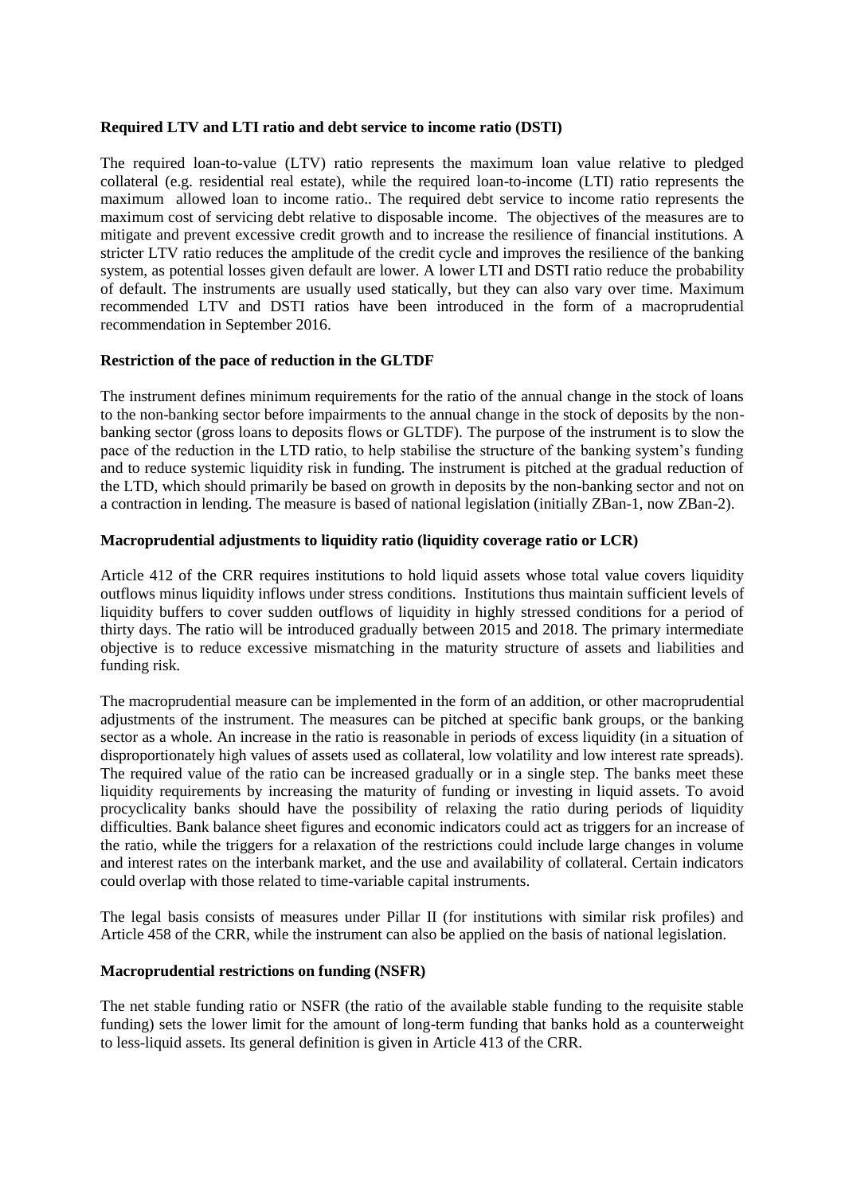**Required LTV and LTI ratio and debt service to income ratio (DSTI)**

The required loan-to-value (LTV) ratio represents the maximum loan value relative to pledged collateral (e.g. residential real estate), while the required loan-to-income (LTI) ratio represents the maximum allowed loan to income ratio.. The required debt service to income ratio represents the maximum cost of servicing debt relative to disposable income. The objectives of the measures are to mitigate and prevent excessive credit growth and to increase the resilience of financial institutions. A stricter LTV ratio reduces the amplitude of the credit cycle and improves the resilience of the banking system, as potential losses given default are lower. A lower LTI and DSTI ratio reduce the probability of default. The instruments are usually used statically, but they can also vary over time. Maximum recommended LTV and DSTI ratios have been introduced in the form of a macroprudential recommendation in September 2016.

**Restriction of the pace of reduction in the GLTDF**

The instrument defines minimum requirements for the ratio of the annual change in the stock of loans to the non-banking sector before impairments to the annual change in the stock of deposits by the non-banking sector (gross loans to deposits flows or GLTDF). The purpose of the instrument is to slow the pace of the reduction in the LTD ratio, to help stabilise the structure of the banking system's funding and to reduce systemic liquidity risk in funding. The instrument is pitched at the gradual reduction of the LTD, which should primarily be based on growth in deposits by the non-banking sector and not on a contraction in lending. The measure is based of national legislation (initially ZBan-1, now ZBan-2).

**Macroprudential adjustments to liquidity ratio (liquidity coverage ratio or LCR)**

Article 412 of the CRR requires institutions to hold liquid assets whose total value covers liquidity outflows minus liquidity inflows under stress conditions. Institutions thus maintain sufficient levels of liquidity buffers to cover sudden outflows of liquidity in highly stressed conditions for a period of thirty days. The ratio will be introduced gradually between 2015 and 2018. The primary intermediate objective is to reduce excessive mismatching in the maturity structure of assets and liabilities and funding risk.

The macroprudential measure can be implemented in the form of an addition, or other macroprudential adjustments of the instrument. The measures can be pitched at specific bank groups, or the banking sector as a whole. An increase in the ratio is reasonable in periods of excess liquidity (in a situation of disproportionately high values of assets used as collateral, low volatility and low interest rate spreads). The required value of the ratio can be increased gradually or in a single step. The banks meet these liquidity requirements by increasing the maturity of funding or investing in liquid assets. To avoid procyclicality banks should have the possibility of relaxing the ratio during periods of liquidity difficulties. Bank balance sheet figures and economic indicators could act as triggers for an increase of the ratio, while the triggers for a relaxation of the restrictions could include large changes in volume and interest rates on the interbank market, and the use and availability of collateral. Certain indicators could overlap with those related to time-variable capital instruments.

The legal basis consists of measures under Pillar II (for institutions with similar risk profiles) and Article 458 of the CRR, while the instrument can also be applied on the basis of national legislation.

**Macroprudential restrictions on funding (NSFR)**

The net stable funding ratio or NSFR (the ratio of the available stable funding to the requisite stable funding) sets the lower limit for the amount of long-term funding that banks hold as a counterweight to less-liquid assets. Its general definition is given in Article 413 of the CRR.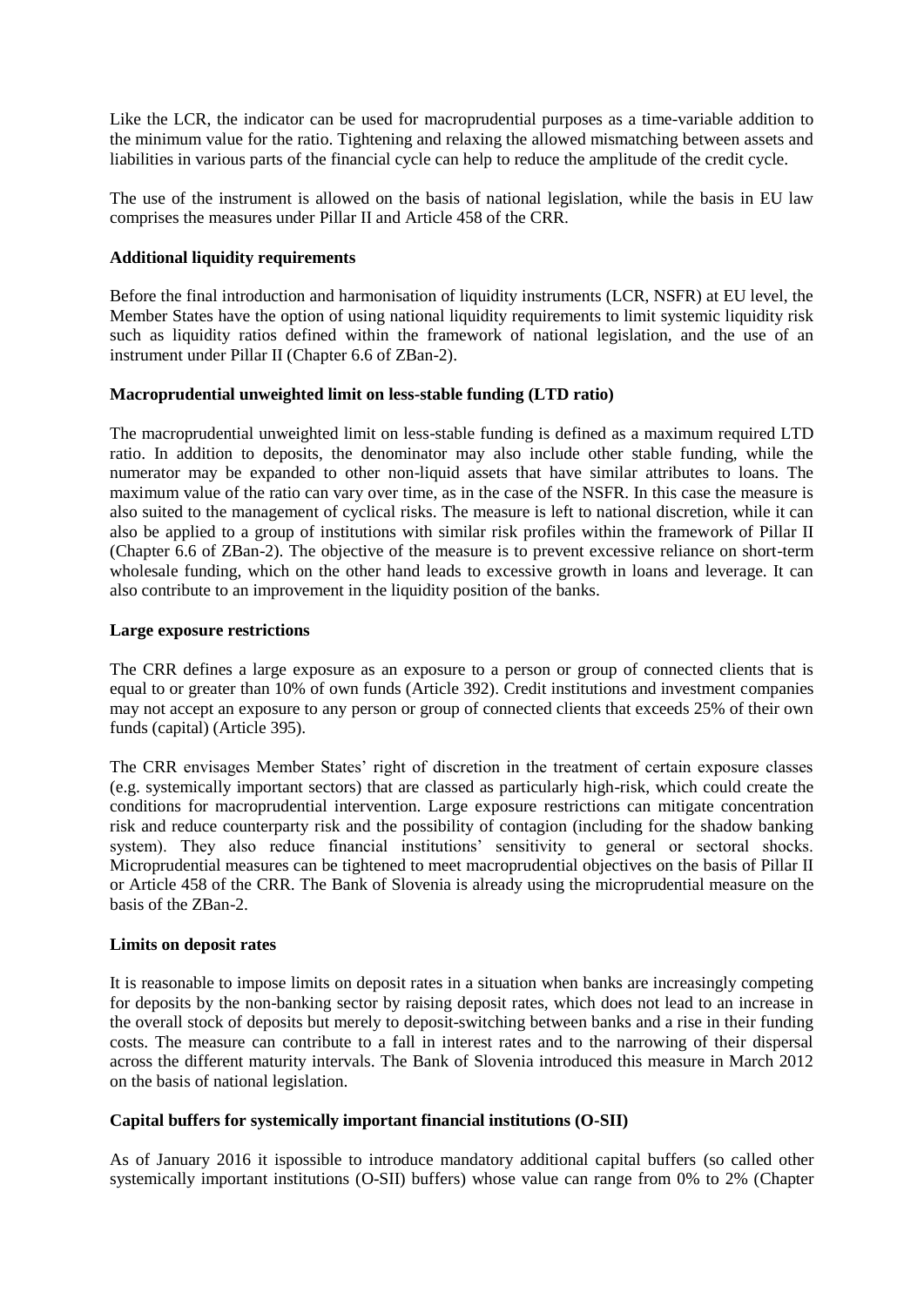Like the LCR, the indicator can be used for macroprudential purposes as a time-variable addition to the minimum value for the ratio. Tightening and relaxing the allowed mismatching between assets and liabilities in various parts of the financial cycle can help to reduce the amplitude of the credit cycle.

The use of the instrument is allowed on the basis of national legislation, while the basis in EU law comprises the measures under Pillar II and Article 458 of the CRR.

**Additional liquidity requirements**

Before the final introduction and harmonisation of liquidity instruments (LCR, NSFR) at EU level, the Member States have the option of using national liquidity requirements to limit systemic liquidity risk such as liquidity ratios defined within the framework of national legislation, and the use of an instrument under Pillar II (Chapter 6.6 of ZBan-2).

**Macroprudential unweighted limit on less-stable funding (LTD ratio)**

The macroprudential unweighted limit on less-stable funding is defined as a maximum required LTD ratio. In addition to deposits, the denominator may also include other stable funding, while the numerator may be expanded to other non-liquid assets that have similar attributes to loans. The maximum value of the ratio can vary over time, as in the case of the NSFR. In this case the measure is also suited to the management of cyclical risks. The measure is left to national discretion, while it can also be applied to a group of institutions with similar risk profiles within the framework of Pillar II (Chapter 6.6 of ZBan-2). The objective of the measure is to prevent excessive reliance on short-term wholesale funding, which on the other hand leads to excessive growth in loans and leverage. It can also contribute to an improvement in the liquidity position of the banks.

**Large exposure restrictions**

The CRR defines a large exposure as an exposure to a person or group of connected clients that is equal to or greater than 10% of own funds (Article 392). Credit institutions and investment companies may not accept an exposure to any person or group of connected clients that exceeds 25% of their own funds (capital) (Article 395).

The CRR envisages Member States' right of discretion in the treatment of certain exposure classes (e.g. systemically important sectors) that are classed as particularly high-risk, which could create the conditions for macroprudential intervention. Large exposure restrictions can mitigate concentration risk and reduce counterparty risk and the possibility of contagion (including for the shadow banking system). They also reduce financial institutions' sensitivity to general or sectoral shocks. Microprudential measures can be tightened to meet macroprudential objectives on the basis of Pillar II or Article 458 of the CRR. The Bank of Slovenia is already using the microprudential measure on the basis of the ZBan-2.

**Limits on deposit rates**

It is reasonable to impose limits on deposit rates in a situation when banks are increasingly competing for deposits by the non-banking sector by raising deposit rates, which does not lead to an increase in the overall stock of deposits but merely to deposit-switching between banks and a rise in their funding costs. The measure can contribute to a fall in interest rates and to the narrowing of their dispersal across the different maturity intervals. The Bank of Slovenia introduced this measure in March 2012 on the basis of national legislation.

**Capital buffers for systemically important financial institutions (O-SII)**

As of January 2016 it ispossible to introduce mandatory additional capital buffers (so called other systemically important institutions (O-SII) buffers) whose value can range from 0% to 2% (Chapter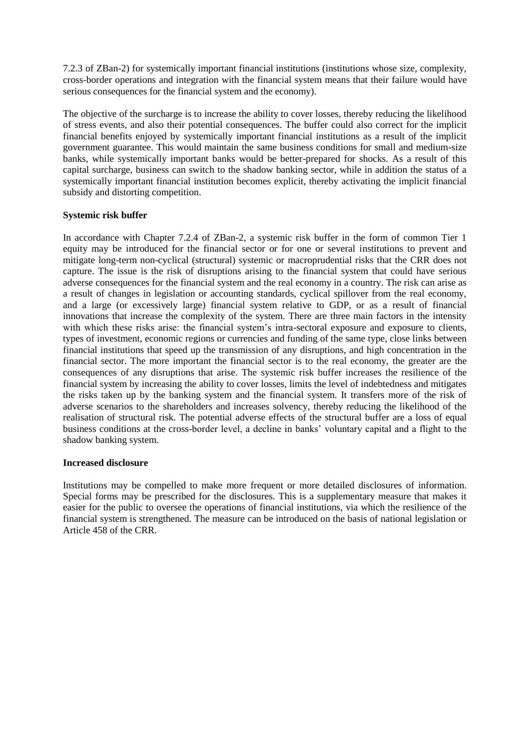7.2.3 of ZBan-2) for systemically important financial institutions (institutions whose size, complexity, cross-border operations and integration with the financial system means that their failure would have serious consequences for the financial system and the economy).

The objective of the surcharge is to increase the ability to cover losses, thereby reducing the likelihood of stress events, and also their potential consequences. The buffer could also correct for the implicit financial benefits enjoyed by systemically important financial institutions as a result of the implicit government guarantee. This would maintain the same business conditions for small and medium-size banks, while systemically important banks would be better-prepared for shocks. As a result of this capital surcharge, business can switch to the shadow banking sector, while in addition the status of a systemically important financial institution becomes explicit, thereby activating the implicit financial subsidy and distorting competition.

**Systemic risk buffer**

In accordance with Chapter 7.2.4 of ZBan-2, a systemic risk buffer in the form of common Tier 1 equity may be introduced for the financial sector or for one or several institutions to prevent and mitigate long-term non-cyclical (structural) systemic or macroprudential risks that the CRR does not capture. The issue is the risk of disruptions arising to the financial system that could have serious adverse consequences for the financial system and the real economy in a country. The risk can arise as a result of changes in legislation or accounting standards, cyclical spillover from the real economy, and a large (or excessively large) financial system relative to GDP, or as a result of financial innovations that increase the complexity of the system. There are three main factors in the intensity with which these risks arise: the financial system's intra-sectoral exposure and exposure to clients, types of investment, economic regions or currencies and funding of the same type, close links between financial institutions that speed up the transmission of any disruptions, and high concentration in the financial sector. The more important the financial sector is to the real economy, the greater are the consequences of any disruptions that arise. The systemic risk buffer increases the resilience of the financial system by increasing the ability to cover losses, limits the level of indebtedness and mitigates the risks taken up by the banking system and the financial system. It transfers more of the risk of adverse scenarios to the shareholders and increases solvency, thereby reducing the likelihood of the realisation of structural risk. The potential adverse effects of the structural buffer are a loss of equal business conditions at the cross-border level, a decline in banks' voluntary capital and a flight to the shadow banking system.

**Increased disclosure**

Institutions may be compelled to make more frequent or more detailed disclosures of information. Special forms may be prescribed for the disclosures. This is a supplementary measure that makes it easier for the public to oversee the operations of financial institutions, via which the resilience of the financial system is strengthened. The measure can be introduced on the basis of national legislation or Article 458 of the CRR.